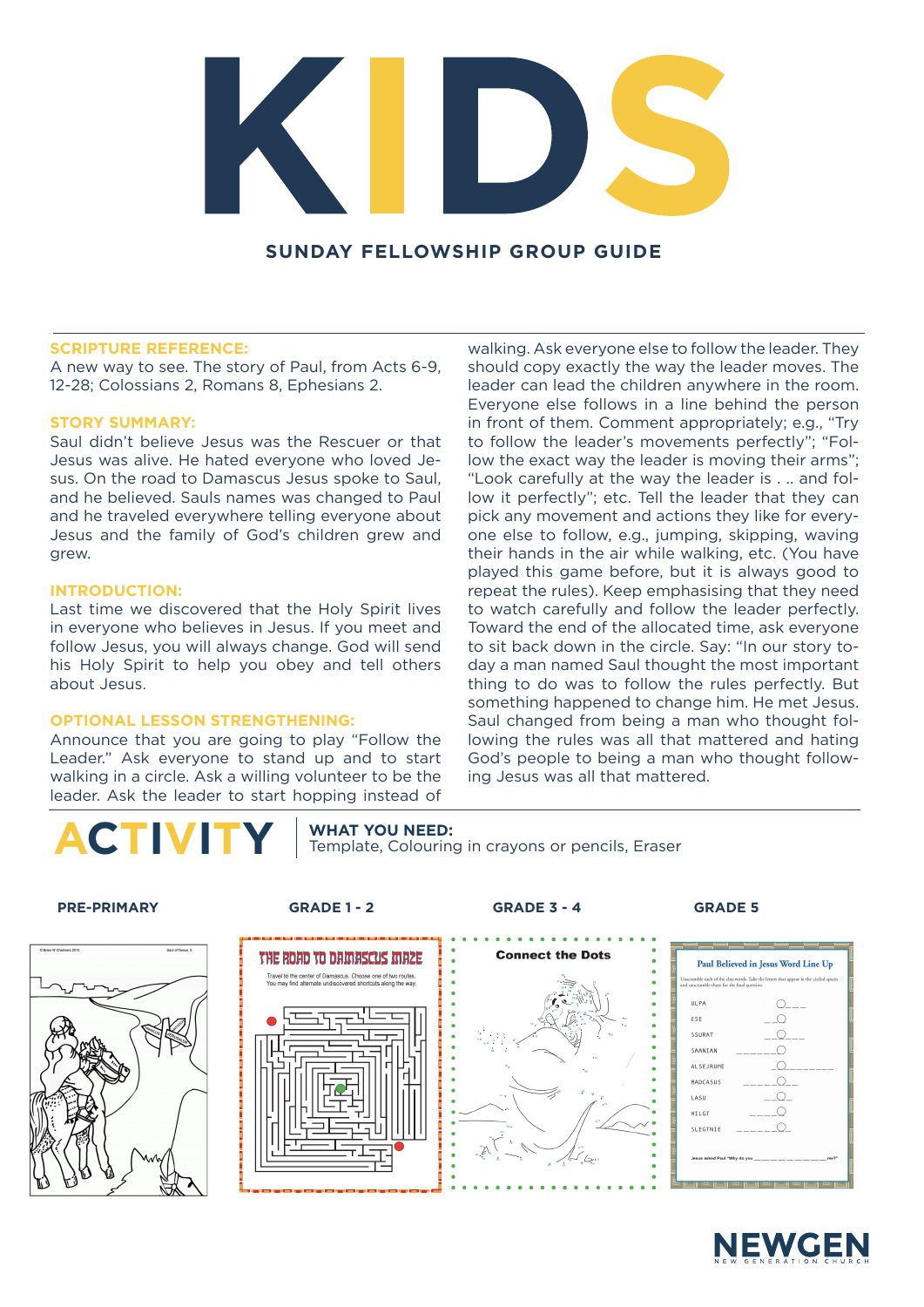# KIDS

## SUNDAY FELLOWSHIP GROUP GUIDE

### SCRIPTURE REFERENCE:

A new way to see. The story of Paul, from Acts 6-9, 12-28; Colossians 2, Romans 8, Ephesians 2.

### STORY SUMMARY:

Saul didn't believe Jesus was the Rescuer or that Jesus was alive. He hated everyone who loved Jesus. On the road to Damascus Jesus spoke to Saul, and he believed. Sauls names was changed to Paul and he traveled everywhere telling everyone about Jesus and the family of God's children grew and grew.

### INTRODUCTION:

Last time we discovered that the Holy Spirit lives in everyone who believes in Jesus. If you meet and follow Jesus, you will always change. God will send his Holy Spirit to help you obey and tell others about Jesus.

### OPTIONAL LESSON STRENGTHENING:

Announce that you are going to play "Follow the Leader." Ask everyone to stand up and to start walking in a circle. Ask a willing volunteer to be the leader. Ask the leader to start hopping instead of walking. Ask everyone else to follow the leader. They should copy exactly the way the leader moves. The leader can lead the children anywhere in the room. Everyone else follows in a line behind the person in front of them. Comment appropriately; e.g., "Try to follow the leader's movements perfectly"; "Follow the exact way the leader is moving their arms"; "Look carefully at the way the leader is . .. and follow it perfectly"; etc. Tell the leader that they can pick any movement and actions they like for everyone else to follow, e.g., jumping, skipping, waving their hands in the air while walking, etc. (You have played this game before, but it is always good to repeat the rules). Keep emphasising that they need to watch carefully and follow the leader perfectly. Toward the end of the allocated time, ask everyone to sit back down in the circle. Say: "In our story today a man named Saul thought the most important thing to do was to follow the rules perfectly. But something happened to change him. He met Jesus. Saul changed from being a man who thought following the rules was all that mattered and hating God's people to being a man who thought following Jesus was all that mattered.

## ACTIVITY

**WHAT YOU NEED:**
Template, Colouring in crayons or pencils, Eraser

**PRE-PRIMARY**

**GRADE 1 - 2**

**GRADE 3 - 4**

**GRADE 5**

NEWGEN
NEW GENERATION CHURCH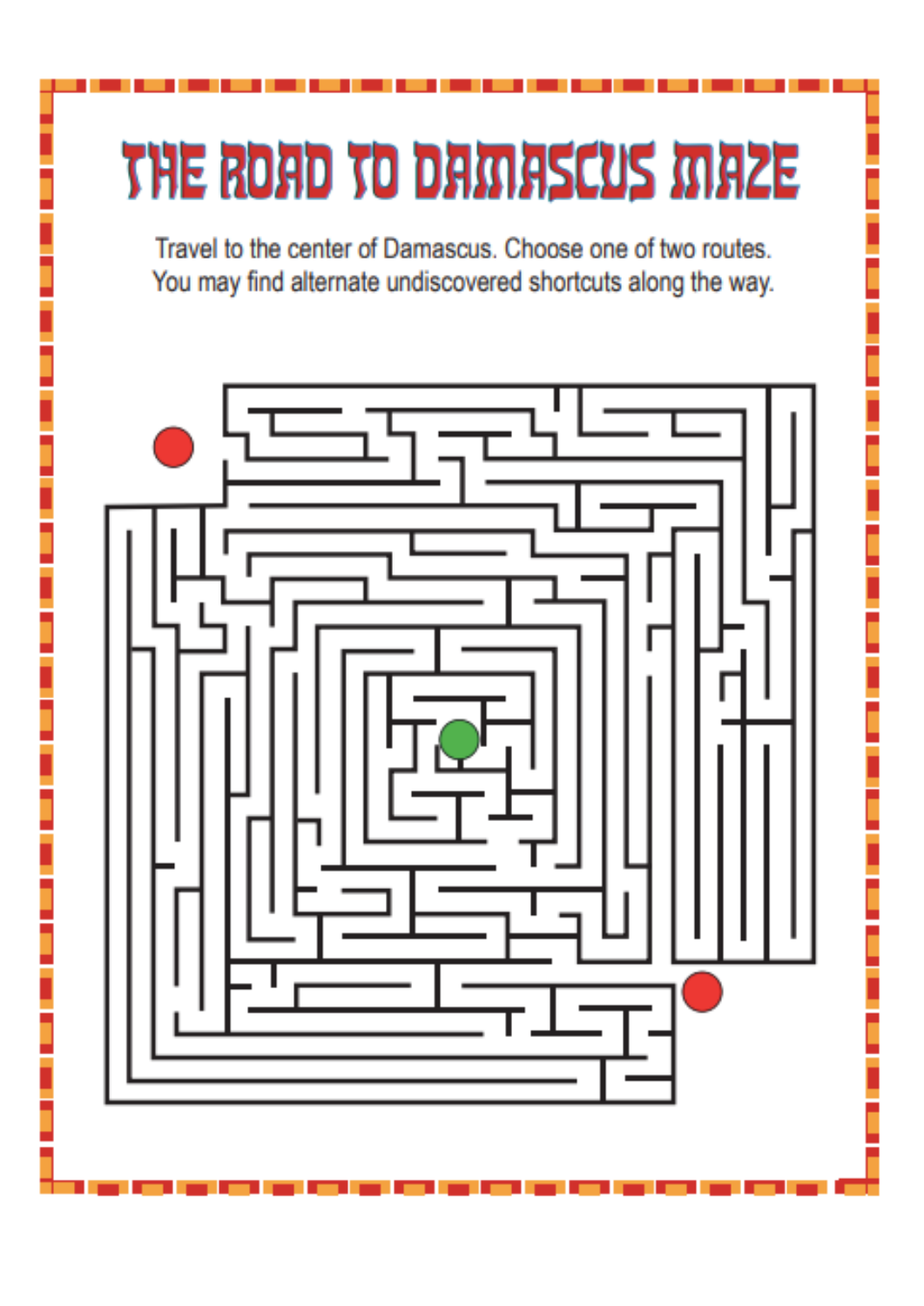# THE ROAD TO DAMASCUS MAZE

Travel to the center of Damascus. Choose one of two routes. You may find alternate undiscovered shortcuts along the way.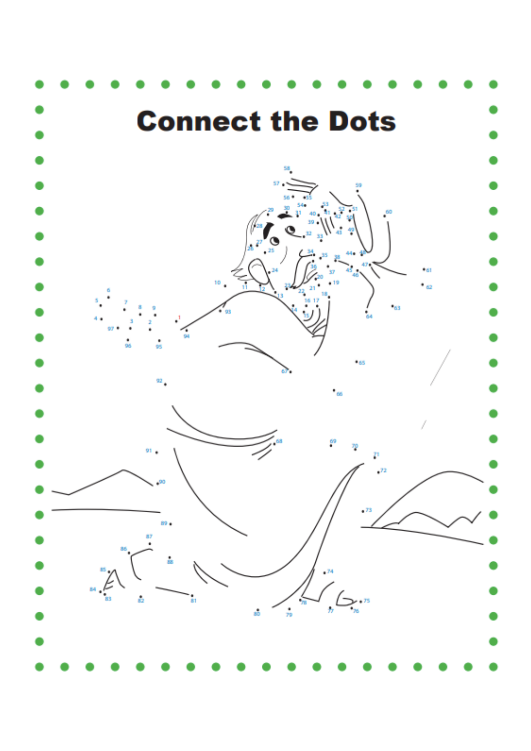# Connect the Dots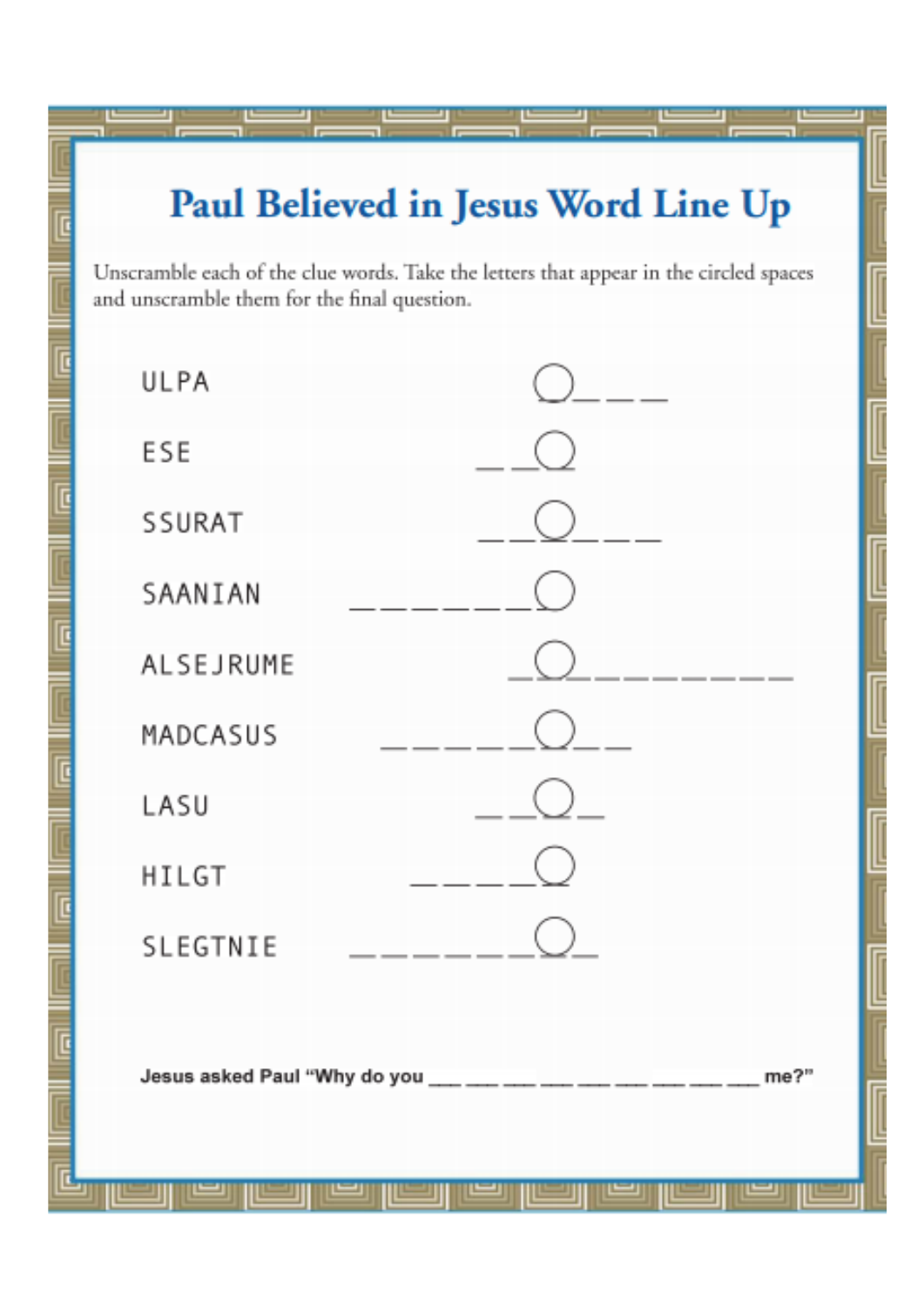# Paul Believed in Jesus Word Line Up

Unscramble each of the clue words. Take the letters that appear in the circled spaces and unscramble them for the final question.

ULPA ◯ _ _ _

ESE _ _ ◯

SSURAT _ _ ◯ _ _ _

SAANIAN _ _ _ _ _ _ ◯

ALSEJRUME _ ◯ _ _ _ _ _ _ _

MADCASUS _ _ _ _ _ ◯ _ _

LASU _ _ ◯ _

HILGT _ _ _ _ ◯

SLEGTNIE _ _ _ _ _ _ ◯ _

**Jesus asked Paul "Why do you \_\_\_ \_\_\_ \_\_\_ \_\_\_ \_\_\_ \_\_\_ \_\_\_ \_\_\_ \_\_\_ me?"**